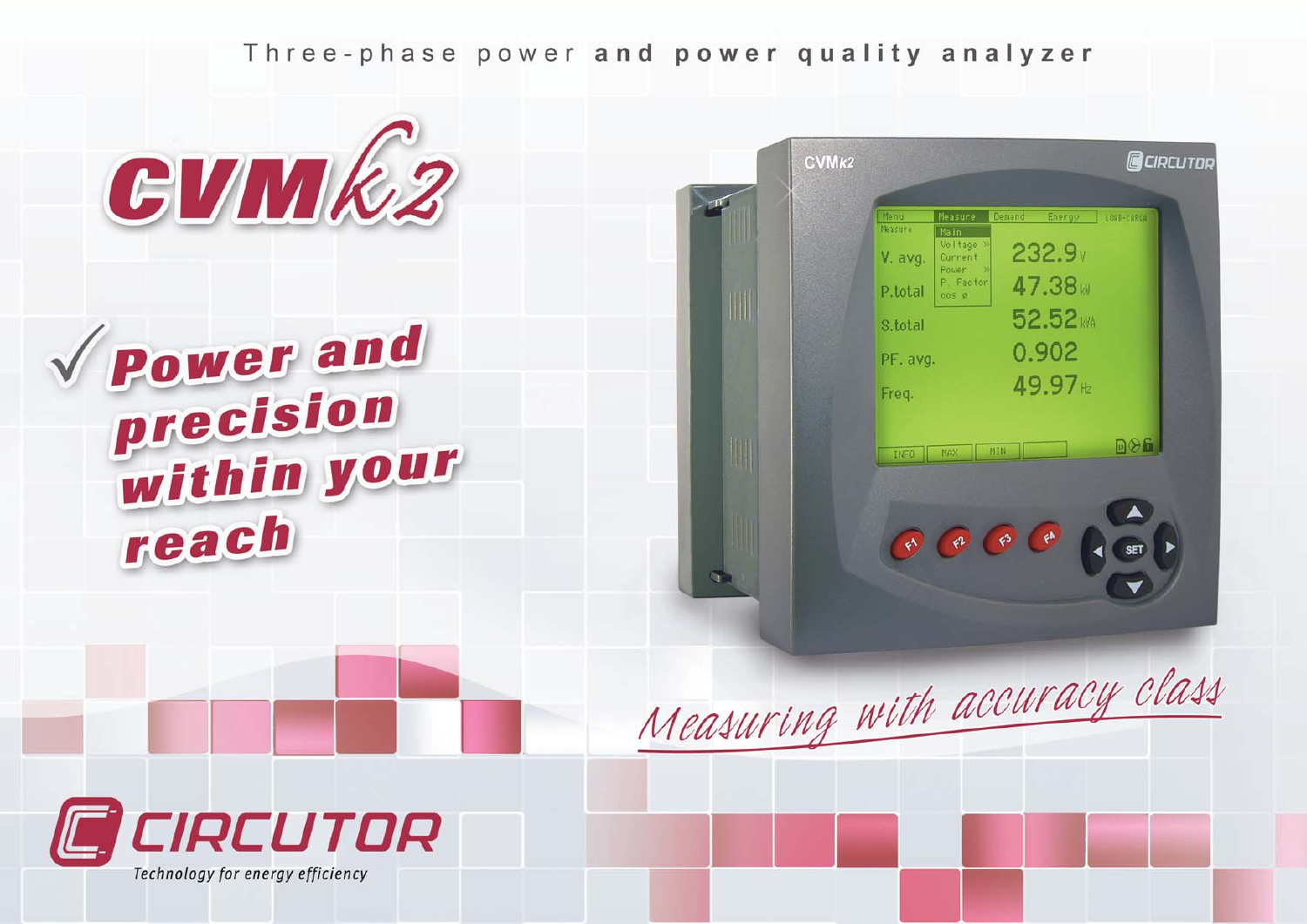Three-phase power **and power quality analyzer**

# CVMk2

✓ **Power and precision within your reach**

*Measuring with accuracy class*

CIRCUTOR

*Technology for energy efficiency*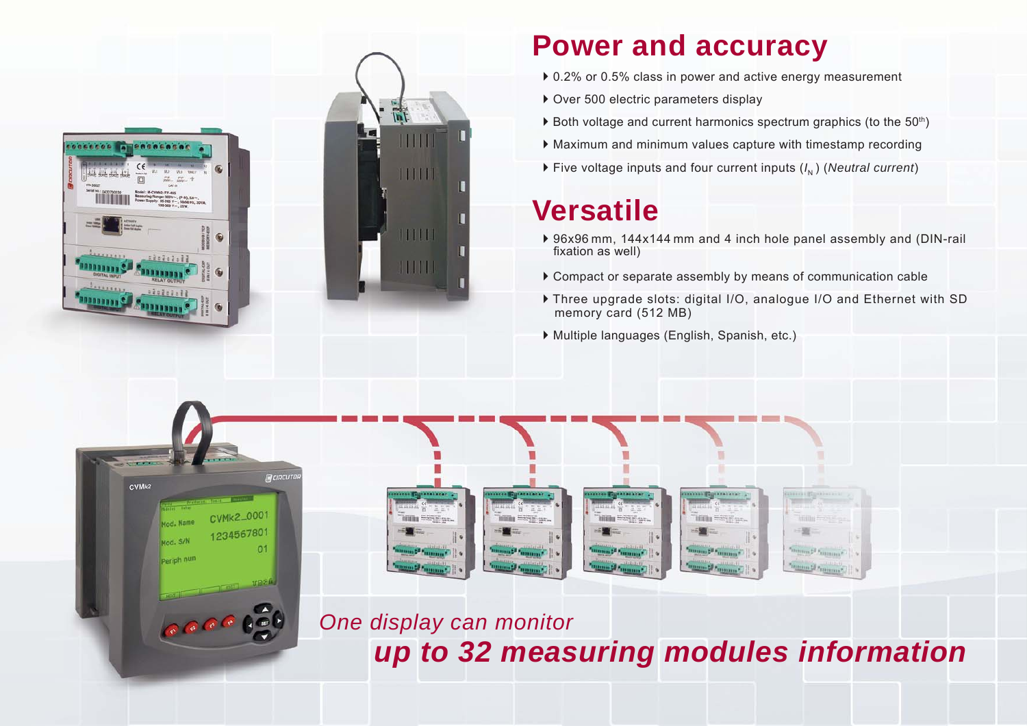## Power and accuracy

- 0.2% or 0.5% class in power and active energy measurement
- Over 500 electric parameters display
- Both voltage and current harmonics spectrum graphics (to the $50^{th}$)
- Maximum and minimum values capture with timestamp recording
- Five voltage inputs and four current inputs ($I_N$) (*Neutral current*)

## Versatile

- 96x96 mm, 144x144 mm and 4 inch hole panel assembly and (DIN-rail fixation as well)
- Compact or separate assembly by means of communication cable
- Three upgrade slots: digital I/O, analogue I/O and Ethernet with SD memory card (512 MB)
- Multiple languages (English, Spanish, etc.)

*One display can monitor*

***up to 32 measuring modules information***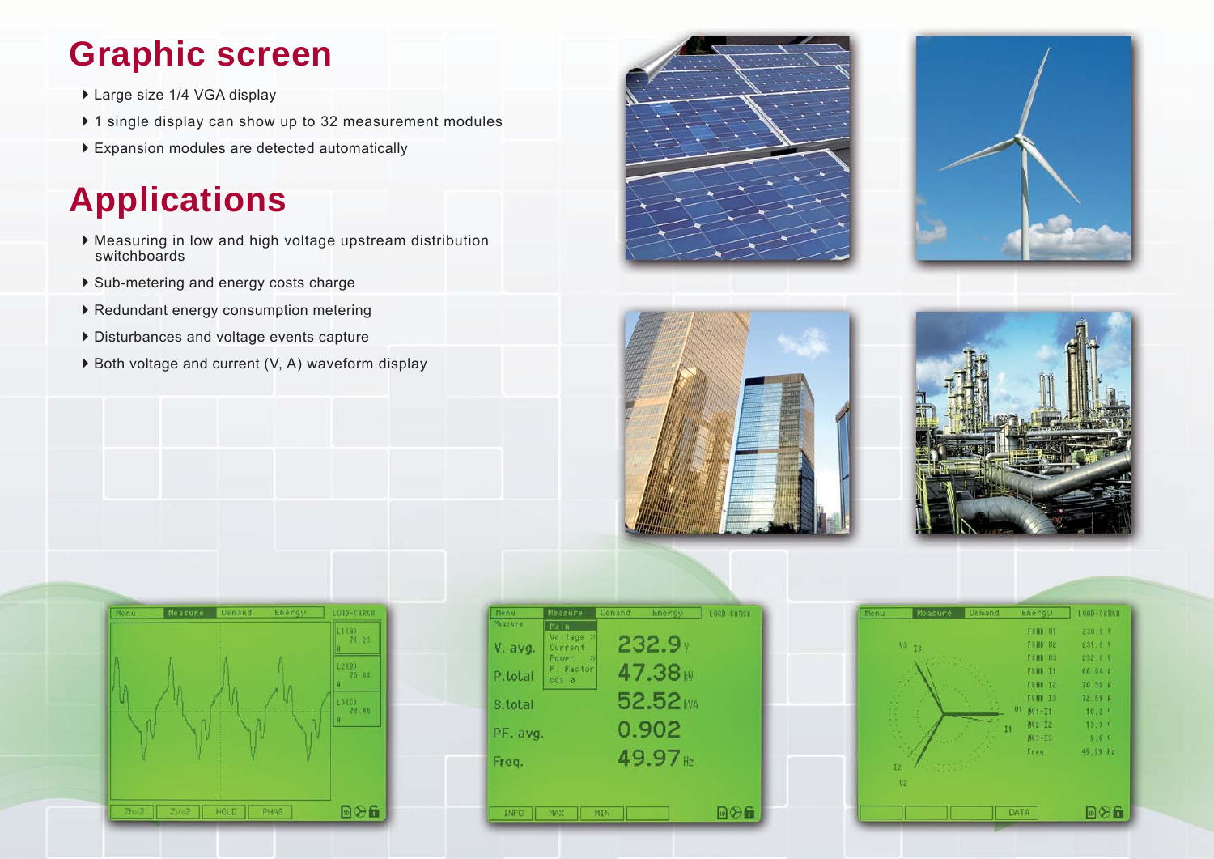# Graphic screen

- Large size 1/4 VGA display
- 1 single display can show up to 32 measurement modules
- Expansion modules are detected automatically

# Applications

- Measuring in low and high voltage upstream distribution switchboards
- Sub-metering and energy costs charge
- Redundant energy consumption metering
- Disturbances and voltage events capture
- Both voltage and current (V, A) waveform display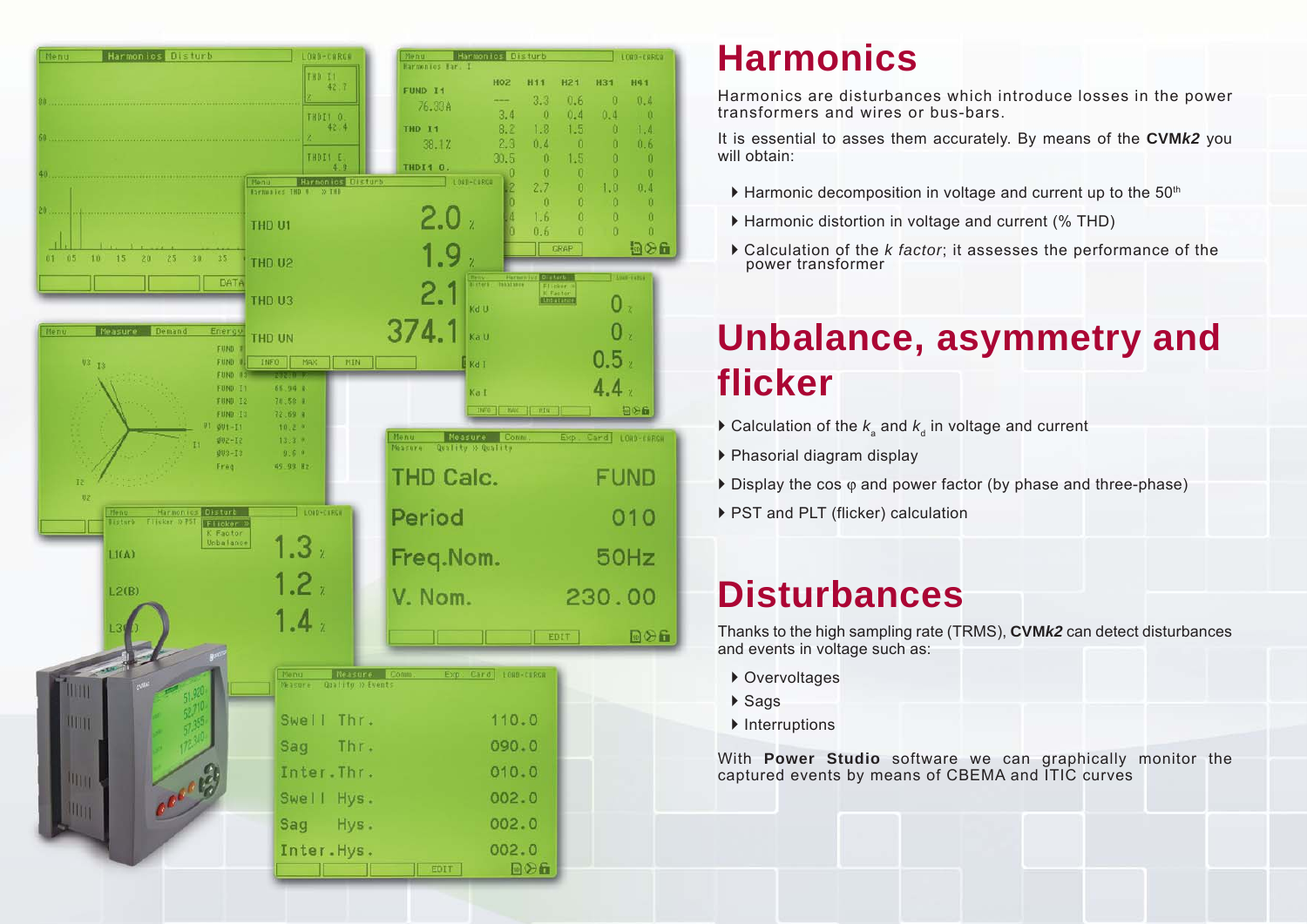# Harmonics

Harmonics are disturbances which introduce losses in the power transformers and wires or bus-bars.

It is essential to asses them accurately. By means of the **CVM*k2*** you will obtain:

- Harmonic decomposition in voltage and current up to the 50th
- Harmonic distortion in voltage and current (% THD)
- Calculation of the *k factor*; it assesses the performance of the power transformer

# Unbalance, asymmetry and flicker

- Calculation of the $k_a$ and $k_d$ in voltage and current
- Phasorial diagram display
- Display the cos φ and power factor (by phase and three-phase)
- PST and PLT (flicker) calculation

# Disturbances

Thanks to the high sampling rate (TRMS), **CVM*k2*** can detect disturbances and events in voltage such as:

- Overvoltages
- Sags
- Interruptions

With **Power Studio** software we can graphically monitor the captured events by means of CBEMA and ITIC curves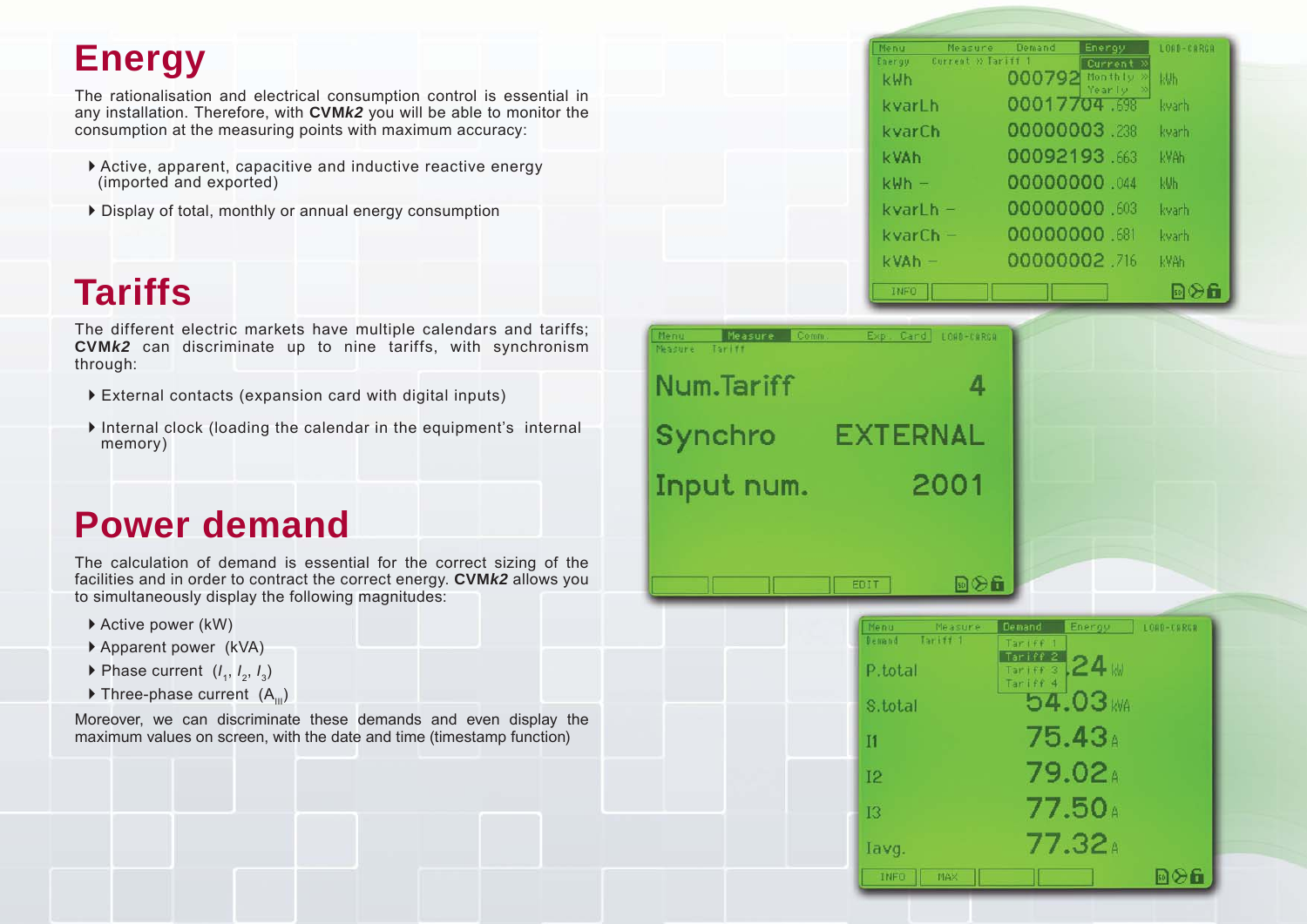# Energy

The rationalisation and electrical consumption control is essential in any installation. Therefore, with **CVM*k2*** you will be able to monitor the consumption at the measuring points with maximum accuracy:

- Active, apparent, capacitive and inductive reactive energy (imported and exported)
- Display of total, monthly or annual energy consumption

# Tariffs

The different electric markets have multiple calendars and tariffs; **CVM*k2*** can discriminate up to nine tariffs, with synchronism through:

- External contacts (expansion card with digital inputs)
- Internal clock (loading the calendar in the equipment's internal memory)

# Power demand

The calculation of demand is essential for the correct sizing of the facilities and in order to contract the correct energy. **CVM*k2*** allows you to simultaneously display the following magnitudes:

- Active power (kW)
- Apparent power (kVA)
- Phase current ($I_1$, $I_2$, $I_3$)
- Three-phase current ($A_{III}$)

Moreover, we can discriminate these demands and even display the maximum values on screen, with the date and time (timestamp function)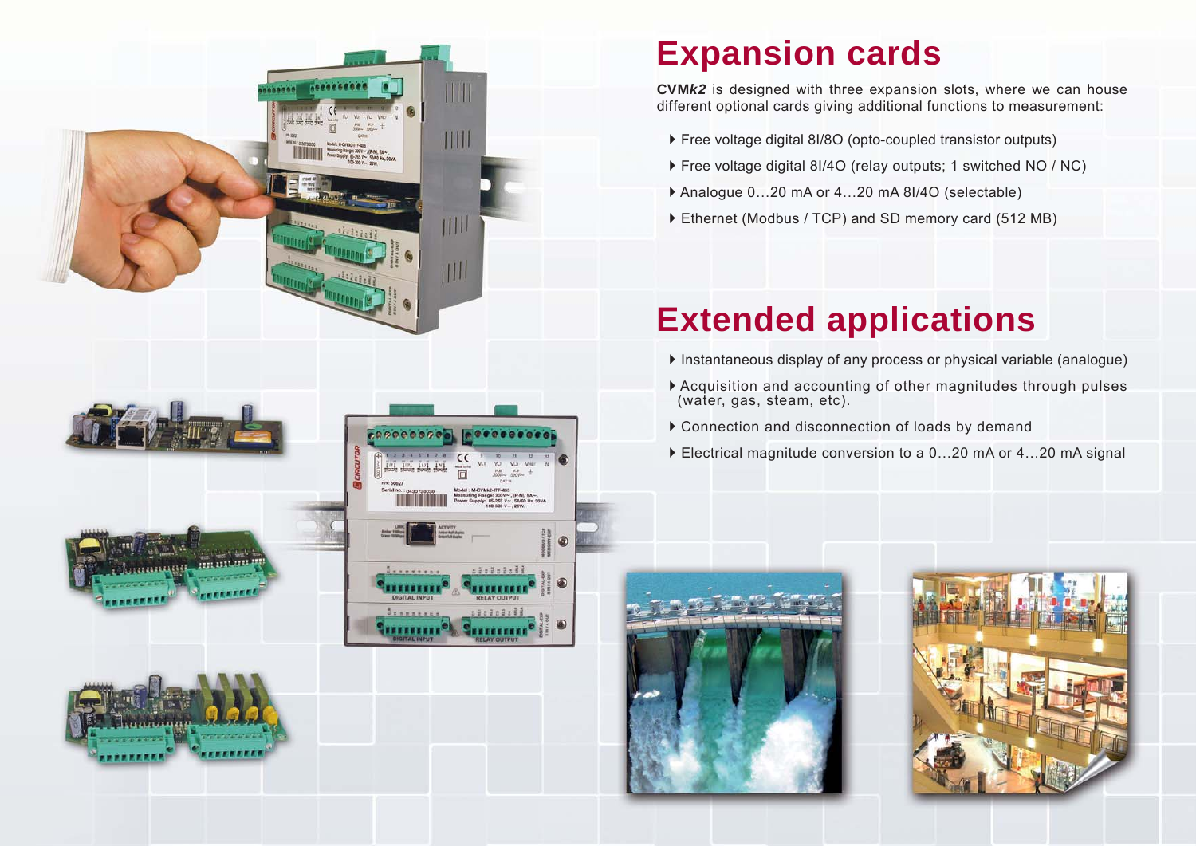# Expansion cards

**CVM*k2*** is designed with three expansion slots, where we can house different optional cards giving additional functions to measurement:

- Free voltage digital 8I/8O (opto-coupled transistor outputs)
- Free voltage digital 8I/4O (relay outputs; 1 switched NO / NC)
- Analogue 0…20 mA or 4…20 mA 8I/4O (selectable)
- Ethernet (Modbus / TCP) and SD memory card (512 MB)

# Extended applications

- Instantaneous display of any process or physical variable (analogue)
- Acquisition and accounting of other magnitudes through pulses (water, gas, steam, etc).
- Connection and disconnection of loads by demand
- Electrical magnitude conversion to a 0…20 mA or 4…20 mA signal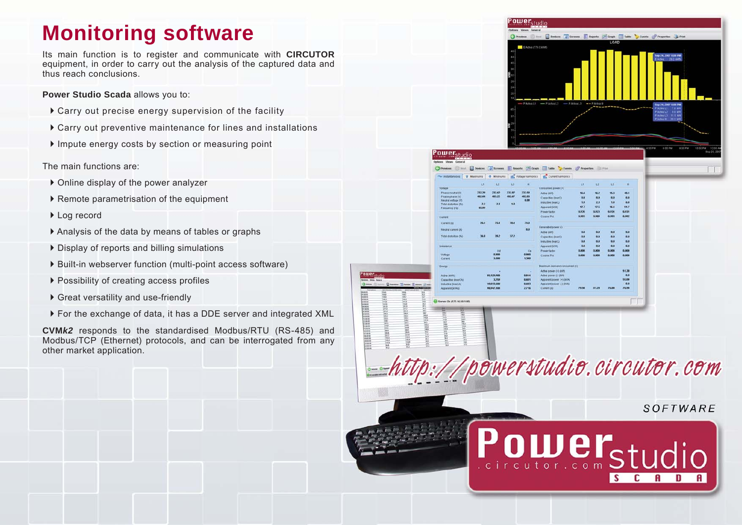# Monitoring software

Its main function is to register and communicate with **CIRCUTOR** equipment, in order to carry out the analysis of the captured data and thus reach conclusions.

**Power Studio Scada** allows you to:

- Carry out precise energy supervision of the facility
- Carry out preventive maintenance for lines and installations
- Impute energy costs by section or measuring point

The main functions are:

- Online display of the power analyzer
- Remote parametrisation of the equipment
- Log record
- Analysis of the data by means of tables or graphs
- Display of reports and billing simulations
- Built-in webserver function (multi-point access software)
- Possibility of creating access profiles
- Great versatility and use-friendly
- For the exchange of data, it has a DDE server and integrated XML

**CVM*k2*** responds to the standardised Modbus/RTU (RS-485) and Modbus/TCP (Ethernet) protocols, and can be interrogated from any other market application.

http://powerstudio.circutor.com

SOFTWARE

PowerStudio .circutor.com SCADA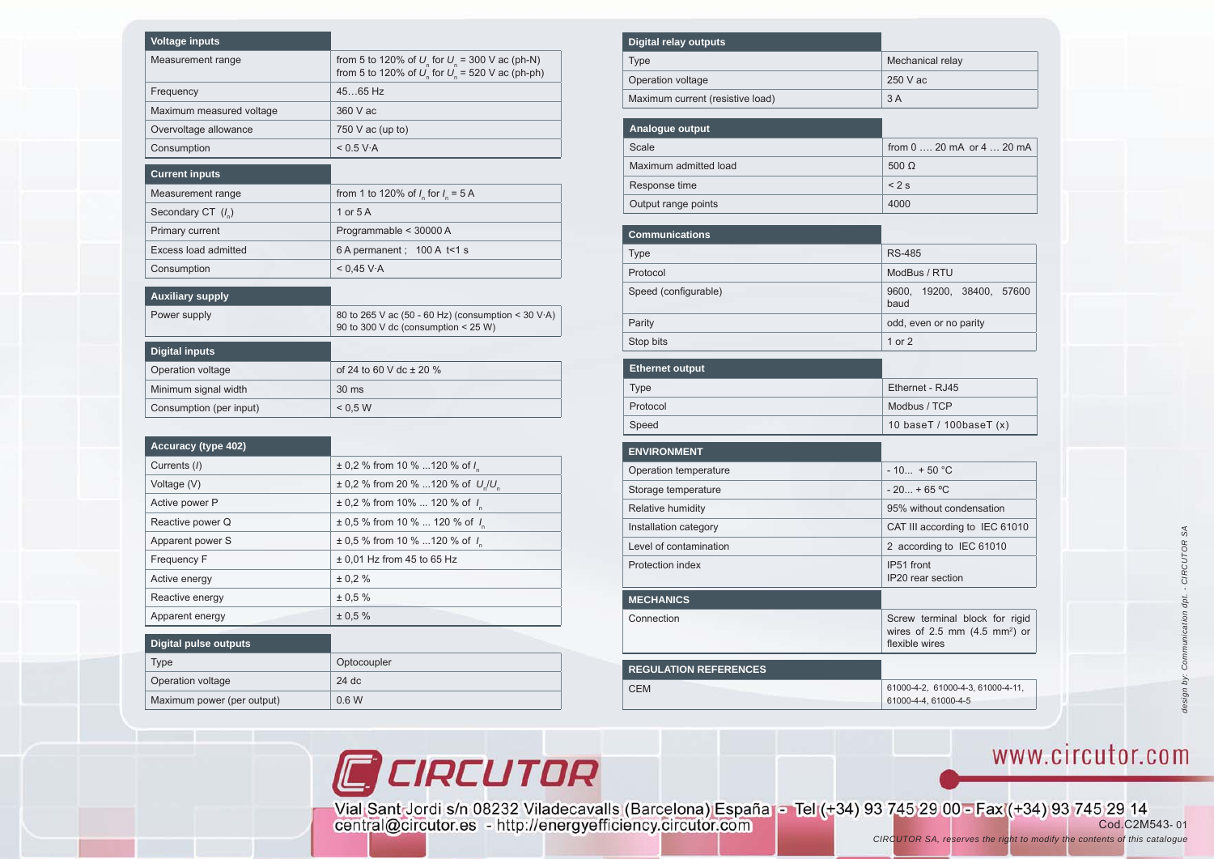| Voltage inputs | |
|---|---|
| Measurement range | from 5 to 120% of $U_n$ for $U_n$ = 300 V ac (ph-N)<br>from 5 to 120% of $U_n$ for $U_n$ = 520 V ac (ph-ph) |
| Frequency | 45…65 Hz |
| Maximum measured voltage | 360 V ac |
| Overvoltage allowance | 750 V ac (up to) |
| Consumption | < 0.5 V·A |

| Current inputs | |
|---|---|
| Measurement range | from 1 to 120% of $I_n$ for $I_n$ = 5 A |
| Secondary CT ($I_n$) | 1 or 5 A |
| Primary current | Programmable < 30000 A |
| Excess load admitted | 6 A permanent ; 100 A t<1 s |
| Consumption | < 0,45 V·A |

| Auxiliary supply | |
|---|---|
| Power supply | 80 to 265 V ac (50 - 60 Hz) (consumption < 30 V·A)<br>90 to 300 V dc (consumption < 25 W) |

| Digital inputs | |
|---|---|
| Operation voltage | of 24 to 60 V dc ± 20 % |
| Minimum signal width | 30 ms |
| Consumption (per input) | < 0,5 W |

| Accuracy (type 402) | |
|---|---|
| Currents ($I$) | ± 0,2 % from 10 % ...120 % of $I_n$ |
| Voltage (V) | ± 0,2 % from 20 % ...120 % of $U_n/U_n$ |
| Active power P | ± 0,2 % from 10% ... 120 % of $I_n$ |
| Reactive power Q | ± 0,5 % from 10 % ... 120 % of $I_n$ |
| Apparent power S | ± 0,5 % from 10 % ...120 % of $I_n$ |
| Frequency F | ± 0,01 Hz from 45 to 65 Hz |
| Active energy | ± 0,2 % |
| Reactive energy | ± 0,5 % |
| Apparent energy | ± 0,5 % |

| Digital pulse outputs | |
|---|---|
| Type | Optocoupler |
| Operation voltage | 24 dc |
| Maximum power (per output) | 0.6 W |

| Digital relay outputs | |
|---|---|
| Type | Mechanical relay |
| Operation voltage | 250 V ac |
| Maximum current (resistive load) | 3 A |

| Analogue output | |
|---|---|
| Scale | from 0 …. 20 mA or 4 … 20 mA |
| Maximum admitted load | 500 Ω |
| Response time | < 2 s |
| Output range points | 4000 |

| Communications | |
|---|---|
| Type | RS-485 |
| Protocol | ModBus / RTU |
| Speed (configurable) | 9600, 19200, 38400, 57600 baud |
| Parity | odd, even or no parity |
| Stop bits | 1 or 2 |

| Ethernet output | |
|---|---|
| Type | Ethernet - RJ45 |
| Protocol | Modbus / TCP |
| Speed | 10 baseT / 100baseT (x) |

| ENVIRONMENT | |
|---|---|
| Operation temperature | - 10... + 50 °C |
| Storage temperature | - 20... + 65 ºC |
| Relative humidity | 95% without condensation |
| Installation category | CAT III according to IEC 61010 |
| Level of contamination | 2 according to IEC 61010 |
| Protection index | IP51 front<br>IP20 rear section |

| MECHANICS | |
|---|---|
| Connection | Screw terminal block for rigid wires of 2.5 mm (4.5 mm²) or flexible wires |

| REGULATION REFERENCES | |
|---|---|
| CEM | 61000-4-2, 61000-4-3, 61000-4-11, 61000-4-4, 61000-4-5 |

CIRCUTOR

www.circutor.com

Vial Sant Jordi s/n 08232 Viladecavalls (Barcelona) España - Tel (+34) 93 745 29 00 - Fax (+34) 93 745 29 14
central@circutor.es - http://energyefficiency.circutor.com

Cod.C2M543- 01

*CIRCUTOR SA, reserves the right to modify the contents of this catalogue*

*design by: Communication dpt. - CIRCUTOR SA*